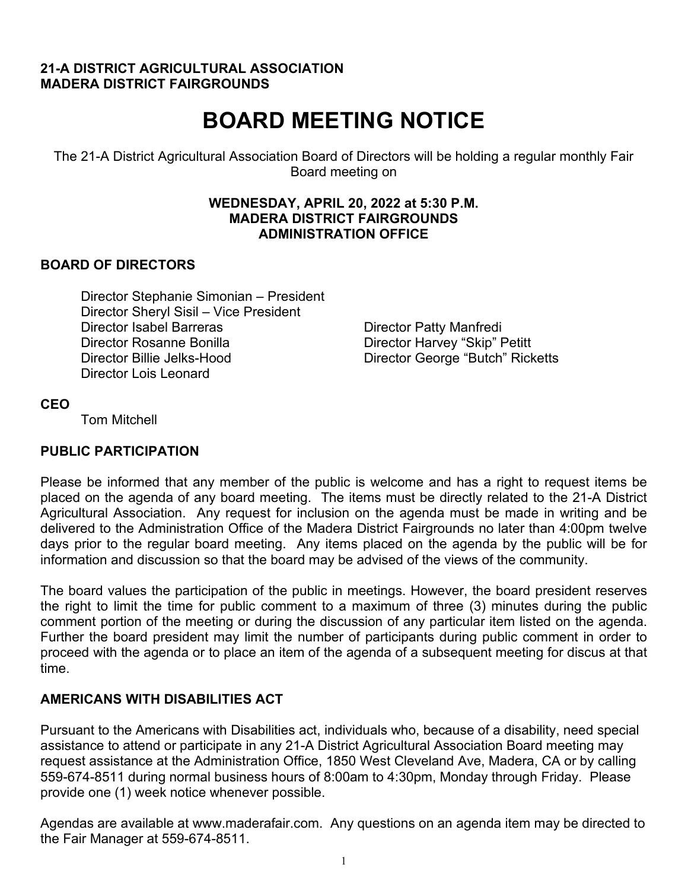**21-A DISTRICT AGRICULTURAL ASSOCIATION**
**MADERA DISTRICT FAIRGROUNDS**

# BOARD MEETING NOTICE

The 21-A District Agricultural Association Board of Directors will be holding a regular monthly Fair Board meeting on

**WEDNESDAY, APRIL 20, 2022 at 5:30 P.M.**
**MADERA DISTRICT FAIRGROUNDS**
**ADMINISTRATION OFFICE**

## BOARD OF DIRECTORS

Director Stephanie Simonian – President
Director Sheryl Sisil – Vice President
Director Isabel Barreras
Director Rosanne Bonilla
Director Billie Jelks-Hood
Director Lois Leonard
Director Patty Manfredi
Director Harvey "Skip" Petitt
Director George "Butch" Ricketts

## CEO

Tom Mitchell

## PUBLIC PARTICIPATION

Please be informed that any member of the public is welcome and has a right to request items be placed on the agenda of any board meeting. The items must be directly related to the 21-A District Agricultural Association. Any request for inclusion on the agenda must be made in writing and be delivered to the Administration Office of the Madera District Fairgrounds no later than 4:00pm twelve days prior to the regular board meeting. Any items placed on the agenda by the public will be for information and discussion so that the board may be advised of the views of the community.

The board values the participation of the public in meetings. However, the board president reserves the right to limit the time for public comment to a maximum of three (3) minutes during the public comment portion of the meeting or during the discussion of any particular item listed on the agenda. Further the board president may limit the number of participants during public comment in order to proceed with the agenda or to place an item of the agenda of a subsequent meeting for discus at that time.

## AMERICANS WITH DISABILITIES ACT

Pursuant to the Americans with Disabilities act, individuals who, because of a disability, need special assistance to attend or participate in any 21-A District Agricultural Association Board meeting may request assistance at the Administration Office, 1850 West Cleveland Ave, Madera, CA or by calling 559-674-8511 during normal business hours of 8:00am to 4:30pm, Monday through Friday. Please provide one (1) week notice whenever possible.

Agendas are available at www.maderafair.com. Any questions on an agenda item may be directed to the Fair Manager at 559-674-8511.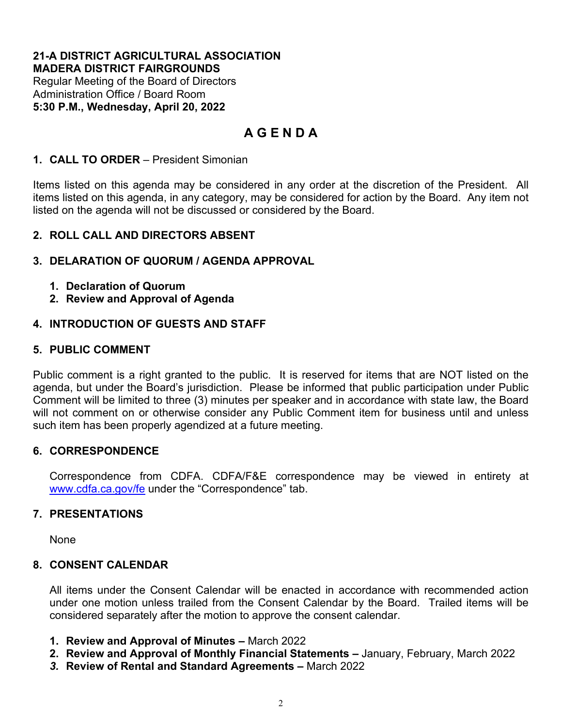**21-A DISTRICT AGRICULTURAL ASSOCIATION**
**MADERA DISTRICT FAIRGROUNDS**
Regular Meeting of the Board of Directors
Administration Office / Board Room
**5:30 P.M., Wednesday, April 20, 2022**

# A G E N D A

**1. CALL TO ORDER** – President Simonian

Items listed on this agenda may be considered in any order at the discretion of the President. All items listed on this agenda, in any category, may be considered for action by the Board. Any item not listed on the agenda will not be discussed or considered by the Board.

**2. ROLL CALL AND DIRECTORS ABSENT**

**3. DELARATION OF QUORUM / AGENDA APPROVAL**

1. **Declaration of Quorum**
2. **Review and Approval of Agenda**

**4. INTRODUCTION OF GUESTS AND STAFF**

**5. PUBLIC COMMENT**

Public comment is a right granted to the public. It is reserved for items that are NOT listed on the agenda, but under the Board's jurisdiction. Please be informed that public participation under Public Comment will be limited to three (3) minutes per speaker and in accordance with state law, the Board will not comment on or otherwise consider any Public Comment item for business until and unless such item has been properly agendized at a future meeting.

**6. CORRESPONDENCE**

Correspondence from CDFA. CDFA/F&E correspondence may be viewed in entirety at www.cdfa.ca.gov/fe under the "Correspondence" tab.

**7. PRESENTATIONS**

None

**8. CONSENT CALENDAR**

All items under the Consent Calendar will be enacted in accordance with recommended action under one motion unless trailed from the Consent Calendar by the Board. Trailed items will be considered separately after the motion to approve the consent calendar.

1. **Review and Approval of Minutes –** March 2022
2. **Review and Approval of Monthly Financial Statements –** January, February, March 2022
3. **Review of Rental and Standard Agreements –** March 2022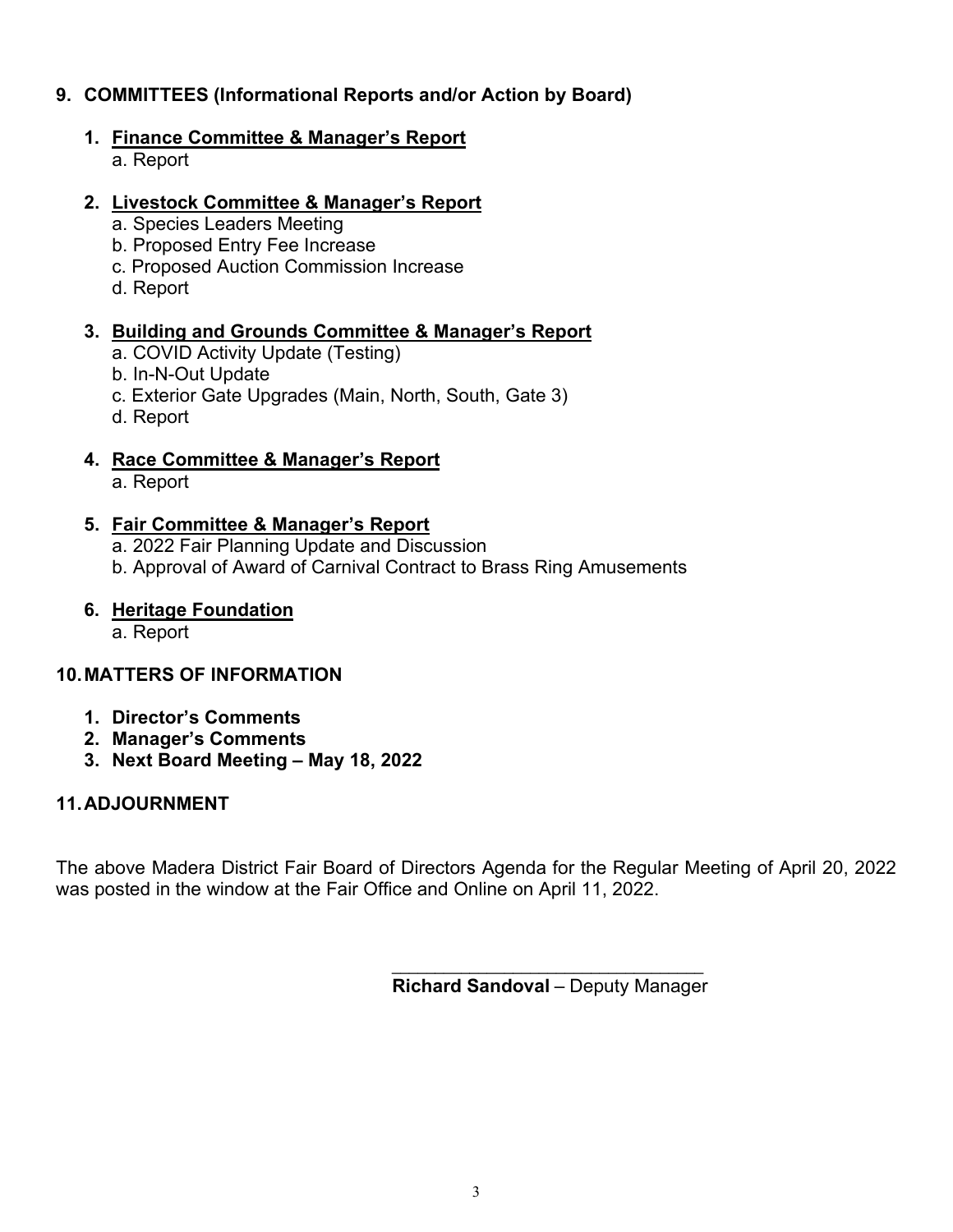**9. COMMITTEES (Informational Reports and/or Action by Board)**

1. **Finance Committee & Manager's Report**
   a. Report

2. **Livestock Committee & Manager's Report**
   a. Species Leaders Meeting
   b. Proposed Entry Fee Increase
   c. Proposed Auction Commission Increase
   d. Report

3. **Building and Grounds Committee & Manager's Report**
   a. COVID Activity Update (Testing)
   b. In-N-Out Update
   c. Exterior Gate Upgrades (Main, North, South, Gate 3)
   d. Report

4. **Race Committee & Manager's Report**
   a. Report

5. **Fair Committee & Manager's Report**
   a. 2022 Fair Planning Update and Discussion
   b. Approval of Award of Carnival Contract to Brass Ring Amusements

6. **Heritage Foundation**
   a. Report

**10. MATTERS OF INFORMATION**

1. **Director's Comments**
2. **Manager's Comments**
3. **Next Board Meeting – May 18, 2022**

**11. ADJOURNMENT**

The above Madera District Fair Board of Directors Agenda for the Regular Meeting of April 20, 2022 was posted in the window at the Fair Office and Online on April 11, 2022.

\_\_\_\_\_\_\_\_\_\_\_\_\_\_\_\_\_\_\_\_\_\_\_\_\_\_\_\_\_\_\_\_

**Richard Sandoval** – Deputy Manager